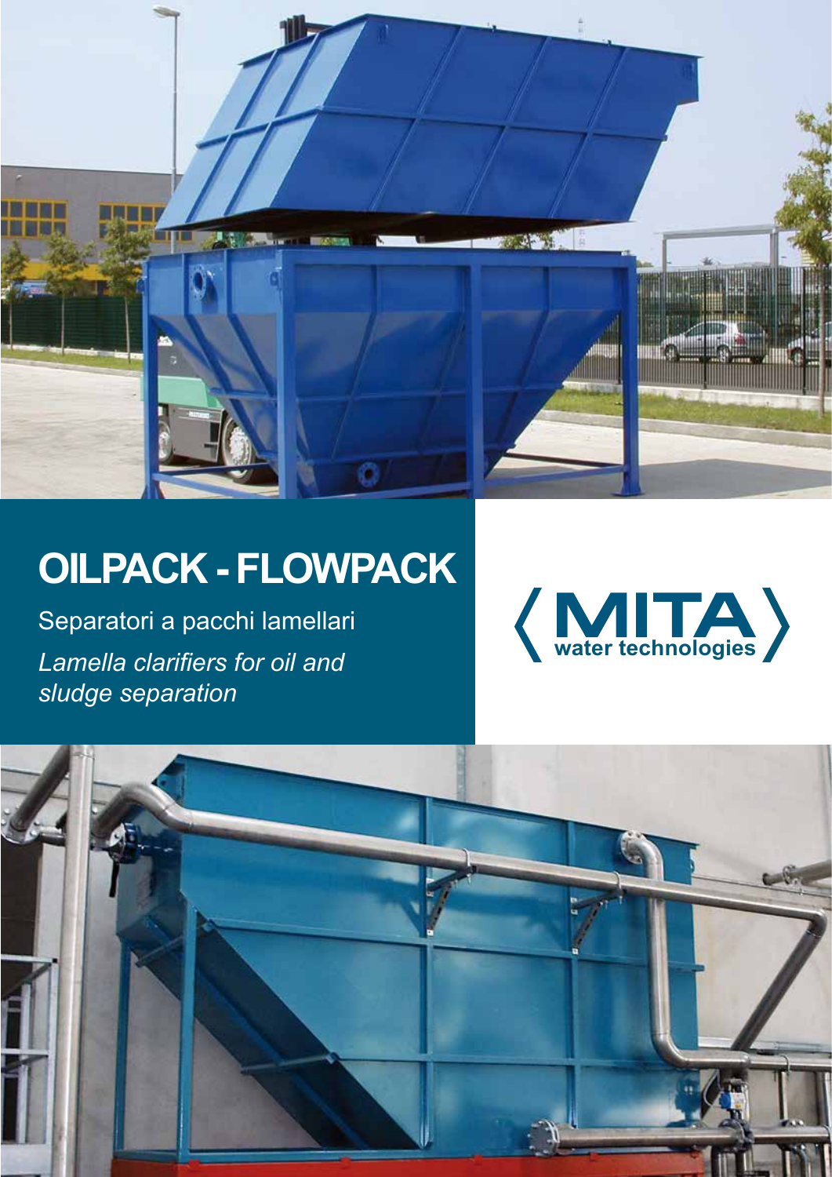# OILPACK - FLOWPACK

Separatori a pacchi lamellari

*Lamella clarifiers for oil and sludge separation*

MITA water technologies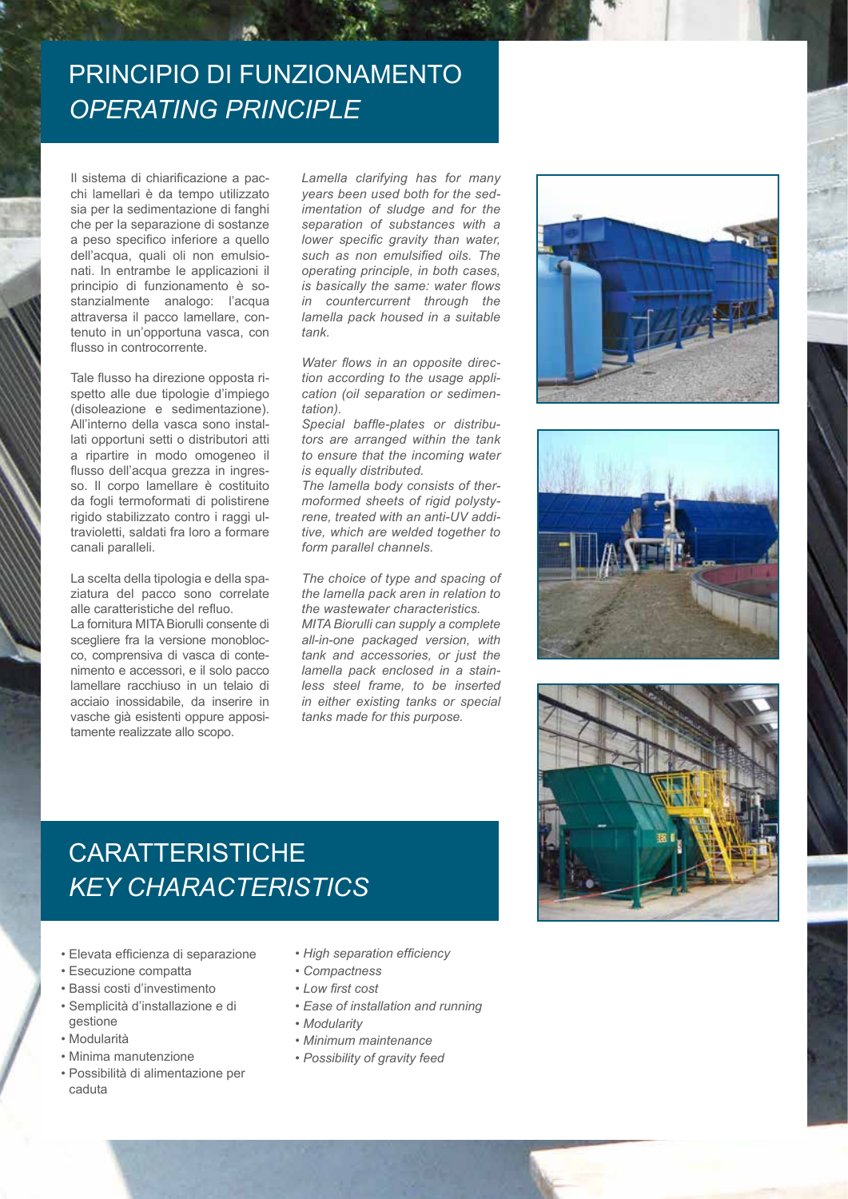# PRINCIPIO DI FUNZIONAMENTO
# *OPERATING PRINCIPLE*

Il sistema di chiarificazione a pacchi lamellari è da tempo utilizzato sia per la sedimentazione di fanghi che per la separazione di sostanze a peso specifico inferiore a quello dell'acqua, quali oli non emulsionati. In entrambe le applicazioni il principio di funzionamento è sostanzialmente analogo: l'acqua attraversa il pacco lamellare, contenuto in un'opportuna vasca, con flusso in controcorrente.

Tale flusso ha direzione opposta rispetto alle due tipologie d'impiego (disoleazione e sedimentazione). All'interno della vasca sono installati opportuni setti o distributori atti a ripartire in modo omogeneo il flusso dell'acqua grezza in ingresso. Il corpo lamellare è costituito da fogli termoformati di polistirene rigido stabilizzato contro i raggi ultravioletti, saldati fra loro a formare canali paralleli.

La scelta della tipologia e della spaziatura del pacco sono correlate alle caratteristiche del refluo.
La fornitura MITA Biorulli consente di scegliere fra la versione monoblocco, comprensiva di vasca di contenimento e accessori, e il solo pacco lamellare racchiuso in un telaio di acciaio inossidabile, da inserire in vasche già esistenti oppure appositamente realizzate allo scopo.

*Lamella clarifying has for many years been used both for the sedimentation of sludge and for the separation of substances with a lower specific gravity than water, such as non emulsified oils. The operating principle, in both cases, is basically the same: water flows in countercurrent through the lamella pack housed in a suitable tank.*

*Water flows in an opposite direction according to the usage application (oil separation or sedimentation).*
*Special baffle-plates or distributors are arranged within the tank to ensure that the incoming water is equally distributed.*
*The lamella body consists of thermoformed sheets of rigid polystyrene, treated with an anti-UV additive, which are welded together to form parallel channels.*

*The choice of type and spacing of the lamella pack aren in relation to the wastewater characteristics.*
*MITA Biorulli can supply a complete all-in-one packaged version, with tank and accessories, or just the lamella pack enclosed in a stainless steel frame, to be inserted in either existing tanks or special tanks made for this purpose.*

# CARATTERISTICHE
# *KEY CHARACTERISTICS*

- Elevata efficienza di separazione
- Esecuzione compatta
- Bassi costi d'investimento
- Semplicità d'installazione e di gestione
- Modularità
- Minima manutenzione
- Possibilità di alimentazione per caduta

- *High separation efficiency*
- *Compactness*
- *Low first cost*
- *Ease of installation and running*
- *Modularity*
- *Minimum maintenance*
- *Possibility of gravity feed*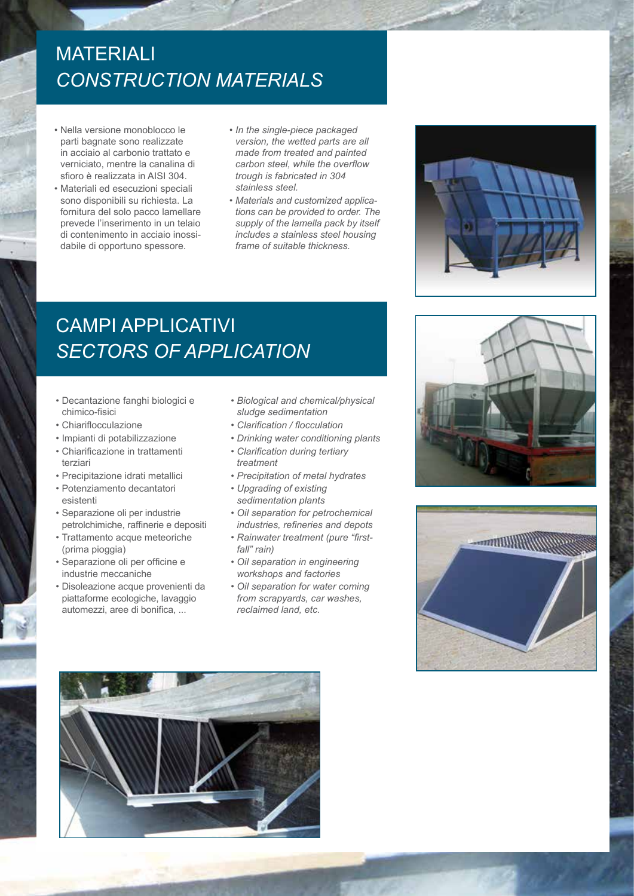# MATERIALI

# *CONSTRUCTION MATERIALS*

- Nella versione monoblocco le parti bagnate sono realizzate in acciaio al carbonio trattato e verniciato, mentre la canalina di sfioro è realizzata in AISI 304.
- Materiali ed esecuzioni speciali sono disponibili su richiesta. La fornitura del solo pacco lamellare prevede l'inserimento in un telaio di contenimento in acciaio inossidabile di opportuno spessore.

- *In the single-piece packaged version, the wetted parts are all made from treated and painted carbon steel, while the overflow trough is fabricated in 304 stainless steel.*
- *Materials and customized applications can be provided to order. The supply of the lamella pack by itself includes a stainless steel housing frame of suitable thickness.*

# CAMPI APPLICATIVI

# *SECTORS OF APPLICATION*

- Decantazione fanghi biologici e chimico-fisici
- Chiariflocculazione
- Impianti di potabilizzazione
- Chiarificazione in trattamenti terziari
- Precipitazione idrati metallici
- Potenziamento decantatori esistenti
- Separazione oli per industrie petrolchimiche, raffinerie e depositi
- Trattamento acque meteoriche (prima pioggia)
- Separazione oli per officine e industrie meccaniche
- Disoleazione acque provenienti da piattaforme ecologiche, lavaggio automezzi, aree di bonifica, ...

- *Biological and chemical/physical sludge sedimentation*
- *Clarification / flocculation*
- *Drinking water conditioning plants*
- *Clarification during tertiary treatment*
- *Precipitation of metal hydrates*
- *Upgrading of existing sedimentation plants*
- *Oil separation for petrochemical industries, refineries and depots*
- *Rainwater treatment (pure "first-fall" rain)*
- *Oil separation in engineering workshops and factories*
- *Oil separation for water coming from scrapyards, car washes, reclaimed land, etc.*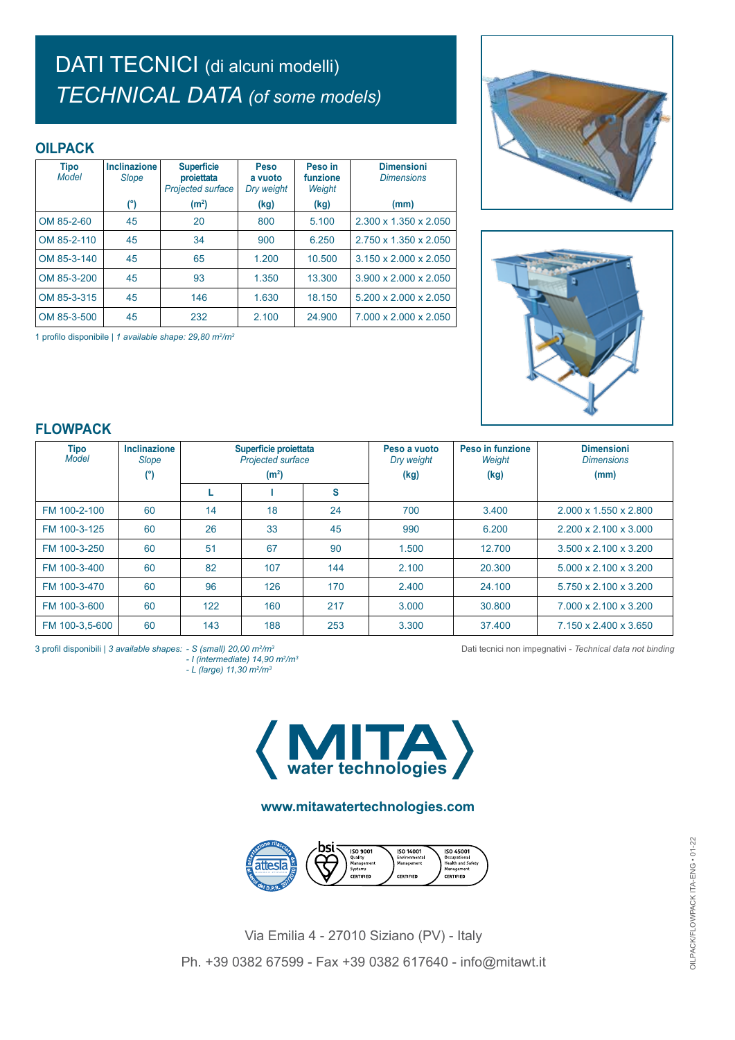# DATI TECNICI (di alcuni modelli)
# *TECHNICAL DATA (of some models)*

## OILPACK

| Tipo *Model* | Inclinazione *Slope* (°) | Superficie proiettata *Projected surface* ($m^2$) | Peso a vuoto *Dry weight* (kg) | Peso in funzione *Weight* (kg) | Dimensioni *Dimensions* (mm) |
|---|---|---|---|---|---|
| OM 85-2-60 | 45 | 20 | 800 | 5.100 | 2.300 x 1.350 x 2.050 |
| OM 85-2-110 | 45 | 34 | 900 | 6.250 | 2.750 x 1.350 x 2.050 |
| OM 85-3-140 | 45 | 65 | 1.200 | 10.500 | 3.150 x 2.000 x 2.050 |
| OM 85-3-200 | 45 | 93 | 1.350 | 13.300 | 3.900 x 2.000 x 2.050 |
| OM 85-3-315 | 45 | 146 | 1.630 | 18.150 | 5.200 x 2.000 x 2.050 |
| OM 85-3-500 | 45 | 232 | 2.100 | 24.900 | 7.000 x 2.000 x 2.050 |

1 profilo disponibile | *1 available shape: 29,80 $m^2/m^3$*

## FLOWPACK

| Tipo *Model* | Inclinazione *Slope* (°) | Superficie proiettata *Projected surface* ($m^2$) | | | Peso a vuoto *Dry weight* (kg) | Peso in funzione *Weight* (kg) | Dimensioni *Dimensions* (mm) |
|---|---|---|---|---|---|---|---|
| | | L | I | S | | | |
| FM 100-2-100 | 60 | 14 | 18 | 24 | 700 | 3.400 | 2.000 x 1.550 x 2.800 |
| FM 100-3-125 | 60 | 26 | 33 | 45 | 990 | 6.200 | 2.200 x 2.100 x 3.000 |
| FM 100-3-250 | 60 | 51 | 67 | 90 | 1.500 | 12.700 | 3.500 x 2.100 x 3.200 |
| FM 100-3-400 | 60 | 82 | 107 | 144 | 2.100 | 20.300 | 5.000 x 2.100 x 3.200 |
| FM 100-3-470 | 60 | 96 | 126 | 170 | 2.400 | 24.100 | 5.750 x 2.100 x 3.200 |
| FM 100-3-600 | 60 | 122 | 160 | 217 | 3.000 | 30.800 | 7.000 x 2.100 x 3.200 |
| FM 100-3,5-600 | 60 | 143 | 188 | 253 | 3.300 | 37.400 | 7.150 x 2.400 x 3.650 |

3 profil disponibili | *3 available shapes:* 
- *S (small) 20,00 $m^2/m^3$*
- *I (intermediate) 14,90 $m^2/m^3$*
- *L (large) 11,30 $m^2/m^3$*

Dati tecnici non impegnativi - *Technical data not binding*

MITA water technologies

**www.mitawatertechnologies.com**

Via Emilia 4 - 27010 Siziano (PV) - Italy

Ph. +39 0382 67599 - Fax +39 0382 617640 - info@mitawt.it

OILPACK/FLOWPACK ITA-ENG • 01-22